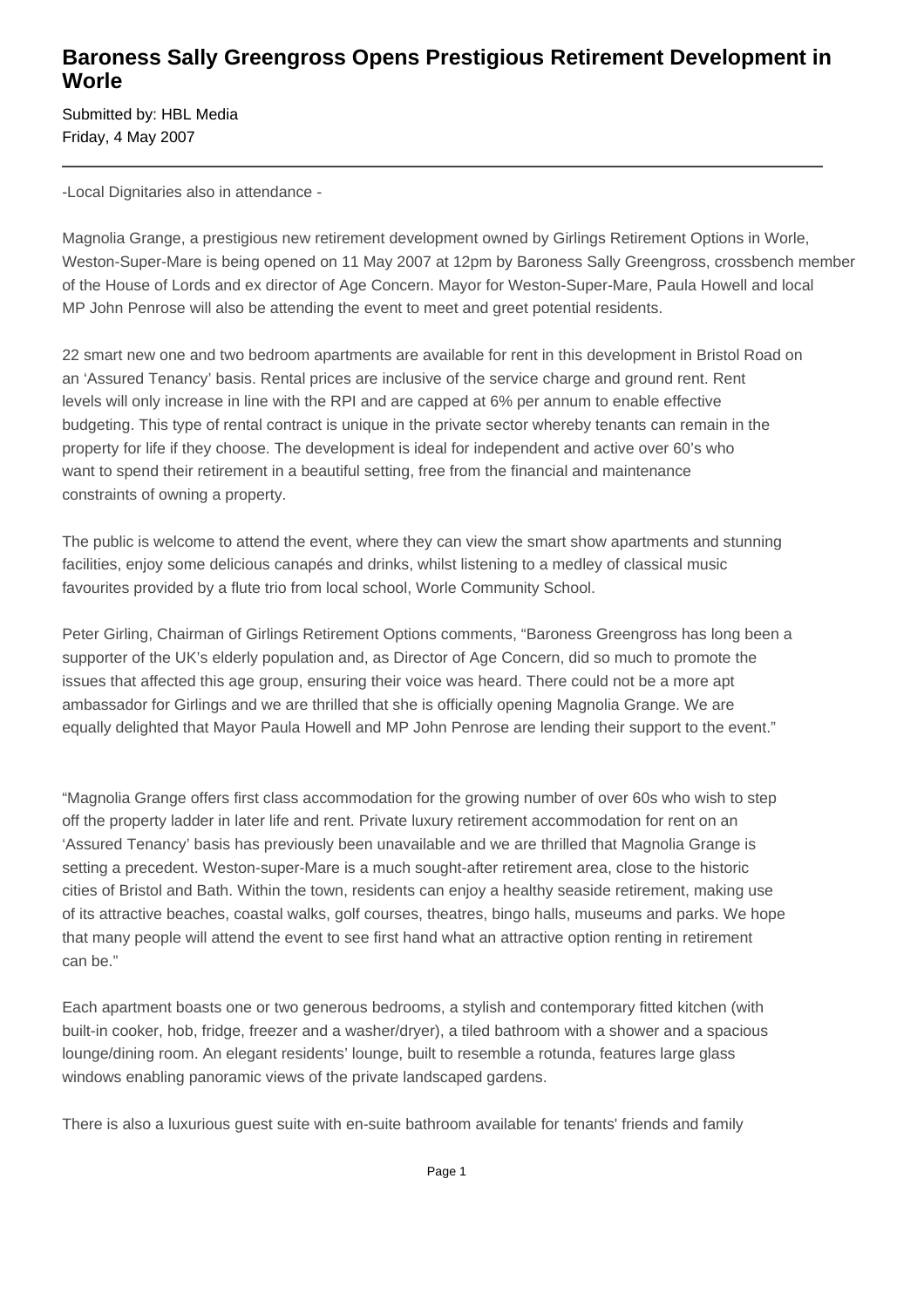# Baroness Sally Greengross Opens Prestigious Retirement Development in Worle

Submitted by: HBL Media
Friday, 4 May 2007

---

-Local Dignitaries also in attendance -

Magnolia Grange, a prestigious new retirement development owned by Girlings Retirement Options in Worle, Weston-Super-Mare is being opened on 11 May 2007 at 12pm by Baroness Sally Greengross, crossbench member of the House of Lords and ex director of Age Concern. Mayor for Weston-Super-Mare, Paula Howell and local MP John Penrose will also be attending the event to meet and greet potential residents.

22 smart new one and two bedroom apartments are available for rent in this development in Bristol Road on an 'Assured Tenancy' basis. Rental prices are inclusive of the service charge and ground rent. Rent levels will only increase in line with the RPI and are capped at 6% per annum to enable effective budgeting. This type of rental contract is unique in the private sector whereby tenants can remain in the property for life if they choose. The development is ideal for independent and active over 60's who want to spend their retirement in a beautiful setting, free from the financial and maintenance constraints of owning a property.

The public is welcome to attend the event, where they can view the smart show apartments and stunning facilities, enjoy some delicious canapés and drinks, whilst listening to a medley of classical music favourites provided by a flute trio from local school, Worle Community School.

Peter Girling, Chairman of Girlings Retirement Options comments, "Baroness Greengross has long been a supporter of the UK's elderly population and, as Director of Age Concern, did so much to promote the issues that affected this age group, ensuring their voice was heard. There could not be a more apt ambassador for Girlings and we are thrilled that she is officially opening Magnolia Grange. We are equally delighted that Mayor Paula Howell and MP John Penrose are lending their support to the event."

"Magnolia Grange offers first class accommodation for the growing number of over 60s who wish to step off the property ladder in later life and rent. Private luxury retirement accommodation for rent on an 'Assured Tenancy' basis has previously been unavailable and we are thrilled that Magnolia Grange is setting a precedent. Weston-super-Mare is a much sought-after retirement area, close to the historic cities of Bristol and Bath. Within the town, residents can enjoy a healthy seaside retirement, making use of its attractive beaches, coastal walks, golf courses, theatres, bingo halls, museums and parks. We hope that many people will attend the event to see first hand what an attractive option renting in retirement can be."

Each apartment boasts one or two generous bedrooms, a stylish and contemporary fitted kitchen (with built-in cooker, hob, fridge, freezer and a washer/dryer), a tiled bathroom with a shower and a spacious lounge/dining room. An elegant residents' lounge, built to resemble a rotunda, features large glass windows enabling panoramic views of the private landscaped gardens.

There is also a luxurious guest suite with en-suite bathroom available for tenants' friends and family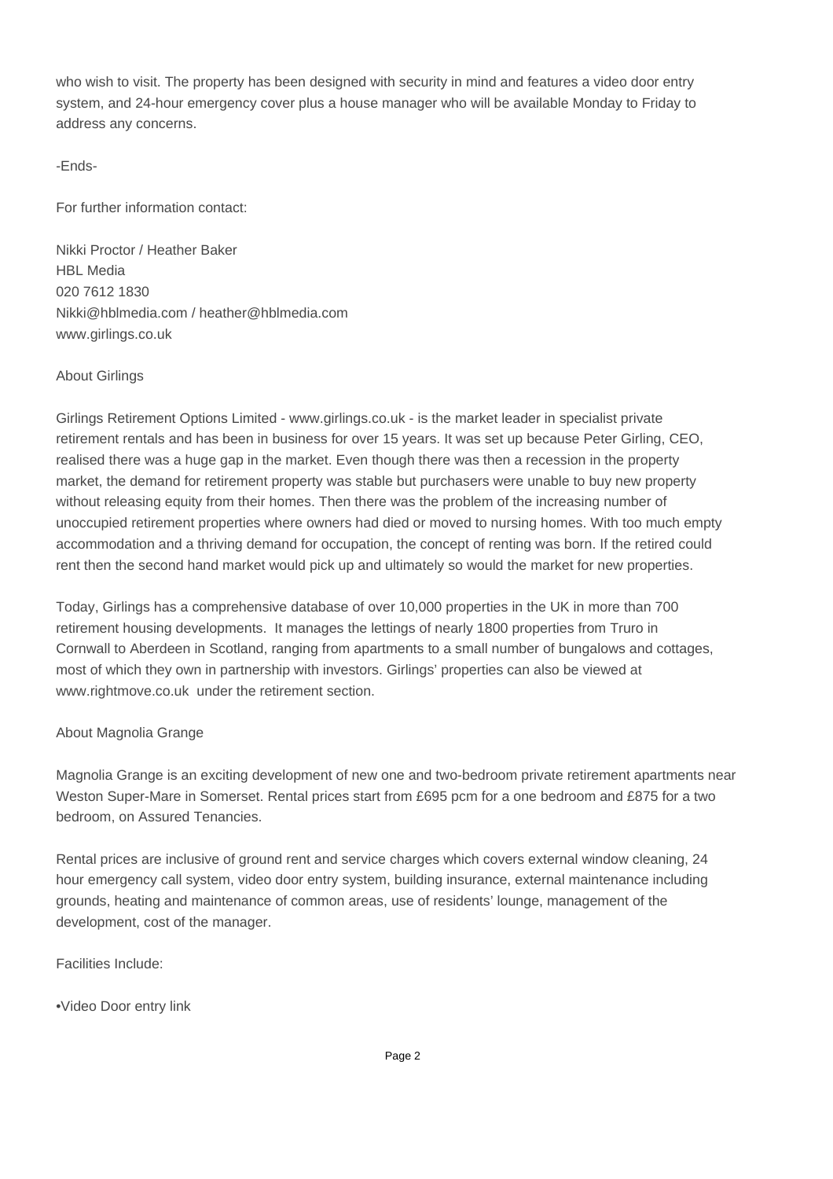who wish to visit. The property has been designed with security in mind and features a video door entry system, and 24-hour emergency cover plus a house manager who will be available Monday to Friday to address any concerns.

-Ends-

For further information contact:

Nikki Proctor / Heather Baker
HBL Media
020 7612 1830
Nikki@hblmedia.com / heather@hblmedia.com
www.girlings.co.uk

About Girlings

Girlings Retirement Options Limited - www.girlings.co.uk - is the market leader in specialist private retirement rentals and has been in business for over 15 years. It was set up because Peter Girling, CEO, realised there was a huge gap in the market. Even though there was then a recession in the property market, the demand for retirement property was stable but purchasers were unable to buy new property without releasing equity from their homes. Then there was the problem of the increasing number of unoccupied retirement properties where owners had died or moved to nursing homes. With too much empty accommodation and a thriving demand for occupation, the concept of renting was born. If the retired could rent then the second hand market would pick up and ultimately so would the market for new properties.

Today, Girlings has a comprehensive database of over 10,000 properties in the UK in more than 700 retirement housing developments. It manages the lettings of nearly 1800 properties from Truro in Cornwall to Aberdeen in Scotland, ranging from apartments to a small number of bungalows and cottages, most of which they own in partnership with investors. Girlings' properties can also be viewed at www.rightmove.co.uk under the retirement section.

About Magnolia Grange

Magnolia Grange is an exciting development of new one and two-bedroom private retirement apartments near Weston Super-Mare in Somerset. Rental prices start from £695 pcm for a one bedroom and £875 for a two bedroom, on Assured Tenancies.

Rental prices are inclusive of ground rent and service charges which covers external window cleaning, 24 hour emergency call system, video door entry system, building insurance, external maintenance including grounds, heating and maintenance of common areas, use of residents' lounge, management of the development, cost of the manager.

Facilities Include:

- Video Door entry link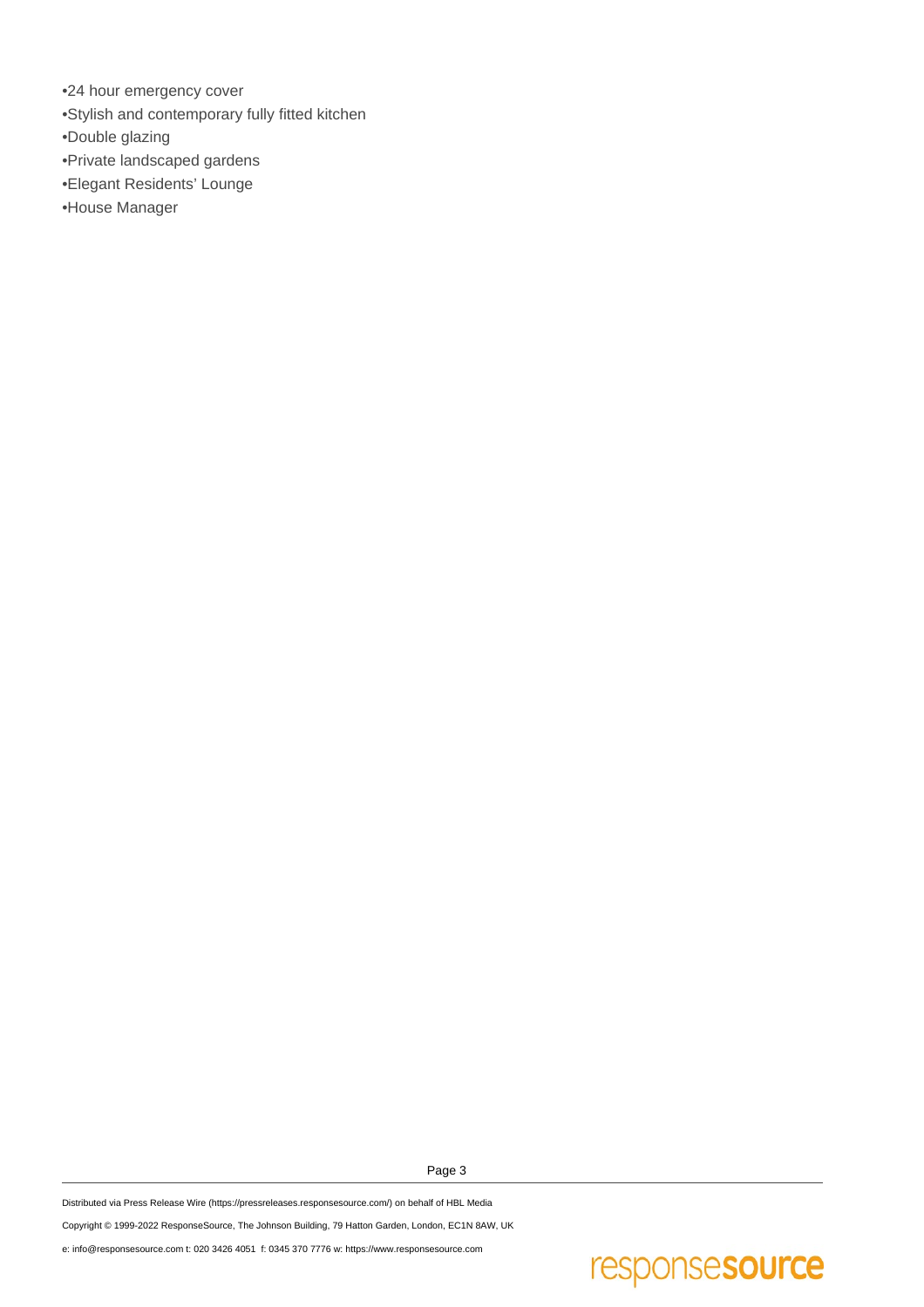- 24 hour emergency cover
- Stylish and contemporary fully fitted kitchen
- Double glazing
- Private landscaped gardens
- Elegant Residents' Lounge
- House Manager

Distributed via Press Release Wire (https://pressreleases.responsesource.com/) on behalf of HBL Media

Copyright © 1999-2022 ResponseSource, The Johnson Building, 79 Hatton Garden, London, EC1N 8AW, UK

e: info@responsesource.com t: 020 3426 4051 f: 0345 370 7776 w: https://www.responsesource.com